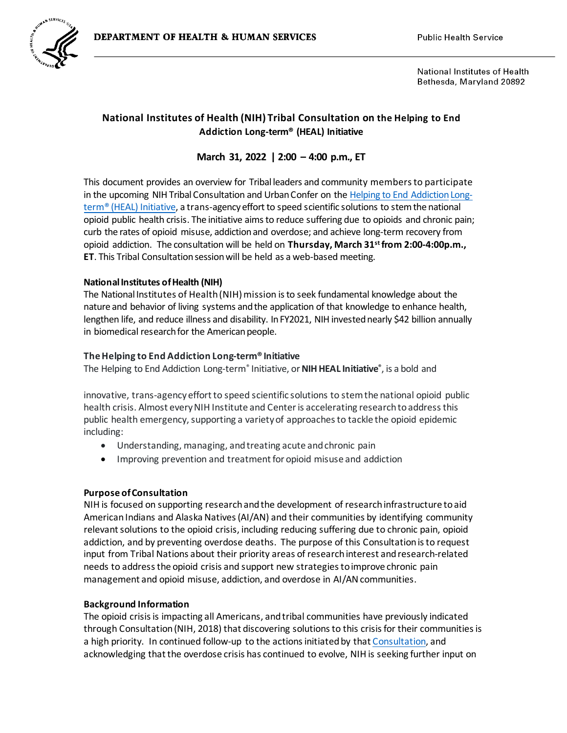DEPARTMENT OF HEALTH & HUMAN SERVICES

Public Health Service

National Institutes of Health
Bethesda, Maryland 20892

# National Institutes of Health (NIH) Tribal Consultation on the Helping to End Addiction Long-term® (HEAL) Initiative

**March 31, 2022 | 2:00 – 4:00 p.m., ET**

This document provides an overview for Tribal leaders and community members to participate in the upcoming NIH Tribal Consultation and Urban Confer on the Helping to End Addiction Long-term® (HEAL) Initiative, a trans-agency effort to speed scientific solutions to stem the national opioid public health crisis. The initiative aims to reduce suffering due to opioids and chronic pain; curb the rates of opioid misuse, addiction and overdose; and achieve long-term recovery from opioid addiction. The consultation will be held on **Thursday, March 31st from 2:00-4:00p.m., ET**. This Tribal Consultation session will be held as a web-based meeting.

**National Institutes of Health (NIH)**

The National Institutes of Health (NIH) mission is to seek fundamental knowledge about the nature and behavior of living systems and the application of that knowledge to enhance health, lengthen life, and reduce illness and disability. In FY2021, NIH invested nearly $42 billion annually in biomedical research for the American people.

**The Helping to End Addiction Long-term® Initiative**

The Helping to End Addiction Long-term® Initiative, or **NIH HEAL Initiative®**, is a bold and innovative, trans-agency effort to speed scientific solutions to stem the national opioid public health crisis. Almost every NIH Institute and Center is accelerating research to address this public health emergency, supporting a variety of approaches to tackle the opioid epidemic including:

- Understanding, managing, and treating acute and chronic pain
- Improving prevention and treatment for opioid misuse and addiction

**Purpose of Consultation**

NIH is focused on supporting research and the development of research infrastructure to aid American Indians and Alaska Natives (AI/AN) and their communities by identifying community relevant solutions to the opioid crisis, including reducing suffering due to chronic pain, opioid addiction, and by preventing overdose deaths. The purpose of this Consultation is to request input from Tribal Nations about their priority areas of research interest and research-related needs to address the opioid crisis and support new strategies to improve chronic pain management and opioid misuse, addiction, and overdose in AI/AN communities.

**Background Information**

The opioid crisis is impacting all Americans, and tribal communities have previously indicated through Consultation (NIH, 2018) that discovering solutions to this crisis for their communities is a high priority. In continued follow-up to the actions initiated by that Consultation, and acknowledging that the overdose crisis has continued to evolve, NIH is seeking further input on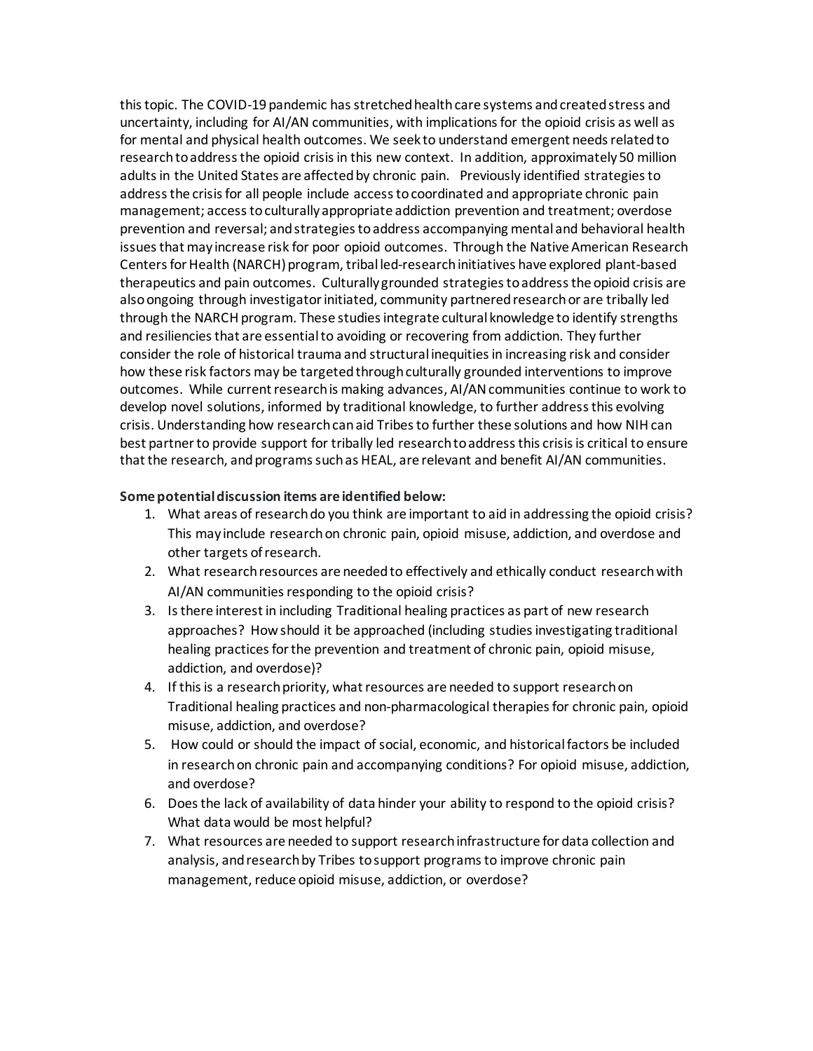this topic. The COVID-19 pandemic has stretched health care systems and created stress and uncertainty, including for AI/AN communities, with implications for the opioid crisis as well as for mental and physical health outcomes. We seek to understand emergent needs related to research to address the opioid crisis in this new context. In addition, approximately 50 million adults in the United States are affected by chronic pain. Previously identified strategies to address the crisis for all people include access to coordinated and appropriate chronic pain management; access to culturally appropriate addiction prevention and treatment; overdose prevention and reversal; and strategies to address accompanying mental and behavioral health issues that may increase risk for poor opioid outcomes. Through the Native American Research Centers for Health (NARCH) program, tribal led-research initiatives have explored plant-based therapeutics and pain outcomes. Culturally grounded strategies to address the opioid crisis are also ongoing through investigator initiated, community partnered research or are tribally led through the NARCH program. These studies integrate cultural knowledge to identify strengths and resiliencies that are essential to avoiding or recovering from addiction. They further consider the role of historical trauma and structural inequities in increasing risk and consider how these risk factors may be targeted through culturally grounded interventions to improve outcomes. While current research is making advances, AI/AN communities continue to work to develop novel solutions, informed by traditional knowledge, to further address this evolving crisis. Understanding how research can aid Tribes to further these solutions and how NIH can best partner to provide support for tribally led research to address this crisis is critical to ensure that the research, and programs such as HEAL, are relevant and benefit AI/AN communities.

**Some potential discussion items are identified below:**

1. What areas of research do you think are important to aid in addressing the opioid crisis? This may include research on chronic pain, opioid misuse, addiction, and overdose and other targets of research.
2. What research resources are needed to effectively and ethically conduct research with AI/AN communities responding to the opioid crisis?
3. Is there interest in including Traditional healing practices as part of new research approaches? How should it be approached (including studies investigating traditional healing practices for the prevention and treatment of chronic pain, opioid misuse, addiction, and overdose)?
4. If this is a research priority, what resources are needed to support research on Traditional healing practices and non-pharmacological therapies for chronic pain, opioid misuse, addiction, and overdose?
5. How could or should the impact of social, economic, and historical factors be included in research on chronic pain and accompanying conditions? For opioid misuse, addiction, and overdose?
6. Does the lack of availability of data hinder your ability to respond to the opioid crisis? What data would be most helpful?
7. What resources are needed to support research infrastructure for data collection and analysis, and research by Tribes to support programs to improve chronic pain management, reduce opioid misuse, addiction, or overdose?